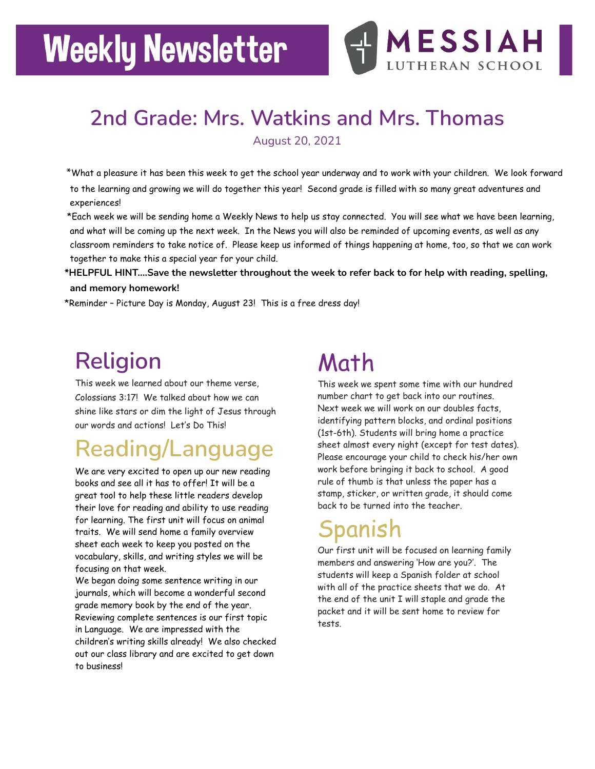# Weekly Newsletter

MESSIAH LUTHERAN SCHOOL

## 2nd Grade: Mrs. Watkins and Mrs. Thomas

August 20, 2021

*What a pleasure it has been this week to get the school year underway and to work with your children. We look forward to the learning and growing we will do together this year! Second grade is filled with so many great adventures and experiences!

*Each week we will be sending home a Weekly News to help us stay connected. You will see what we have been learning, and what will be coming up the next week. In the News you will also be reminded of upcoming events, as well as any classroom reminders to take notice of. Please keep us informed of things happening at home, too, so that we can work together to make this a special year for your child.

**\*HELPFUL HINT....Save the newsletter throughout the week to refer back to for help with reading, spelling, and memory homework!**

*Reminder – Picture Day is Monday, August 23! This is a free dress day!

## Religion

This week we learned about our theme verse, Colossians 3:17! We talked about how we can shine like stars or dim the light of Jesus through our words and actions! Let's Do This!

## Reading/Language

We are very excited to open up our new reading books and see all it has to offer! It will be a great tool to help these little readers develop their love for reading and ability to use reading for learning. The first unit will focus on animal traits. We will send home a family overview sheet each week to keep you posted on the vocabulary, skills, and writing styles we will be focusing on that week.

We began doing some sentence writing in our journals, which will become a wonderful second grade memory book by the end of the year. Reviewing complete sentences is our first topic in Language. We are impressed with the children's writing skills already! We also checked out our class library and are excited to get down to business!

## Math

This week we spent some time with our hundred number chart to get back into our routines. Next week we will work on our doubles facts, identifying pattern blocks, and ordinal positions (1st-6th). Students will bring home a practice sheet almost every night (except for test dates). Please encourage your child to check his/her own work before bringing it back to school. A good rule of thumb is that unless the paper has a stamp, sticker, or written grade, it should come back to be turned into the teacher.

## Spanish

Our first unit will be focused on learning family members and answering 'How are you?'. The students will keep a Spanish folder at school with all of the practice sheets that we do. At the end of the unit I will staple and grade the packet and it will be sent home to review for tests.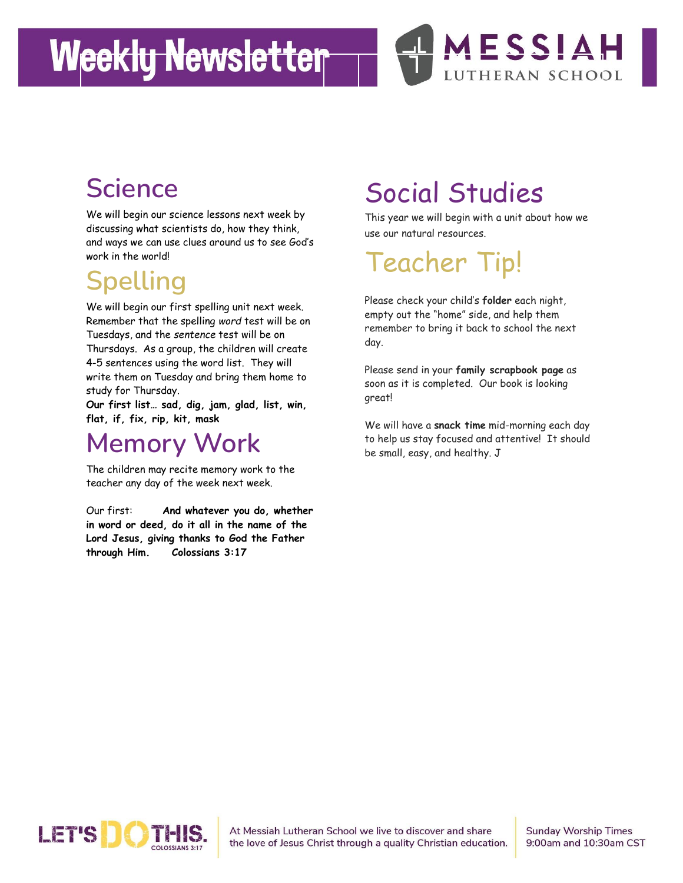# Weekly Newsletter

MESSIAH
LUTHERAN SCHOOL

## Science

We will begin our science lessons next week by discussing what scientists do, how they think, and ways we can use clues around us to see God's work in the world!

## Spelling

We will begin our first spelling unit next week. Remember that the spelling *word* test will be on Tuesdays, and the *sentence* test will be on Thursdays. As a group, the children will create 4-5 sentences using the word list. They will write them on Tuesday and bring them home to study for Thursday.

**Our first list… sad, dig, jam, glad, list, win, flat, if, fix, rip, kit, mask**

## Memory Work

The children may recite memory work to the teacher any day of the week next week.

Our first: **And whatever you do, whether in word or deed, do it all in the name of the Lord Jesus, giving thanks to God the Father through Him. Colossians 3:17**

## Social Studies

This year we will begin with a unit about how we use our natural resources.

## Teacher Tip!

Please check your child's **folder** each night, empty out the "home" side, and help them remember to bring it back to school the next day.

Please send in your **family scrapbook page** as soon as it is completed. Our book is looking great!

We will have a **snack time** mid-morning each day to help us stay focused and attentive! It should be small, easy, and healthy. J

LET'S DO THIS. COLOSSIANS 3:17

At Messiah Lutheran School we live to discover and share the love of Jesus Christ through a quality Christian education.

Sunday Worship Times
9:00am and 10:30am CST